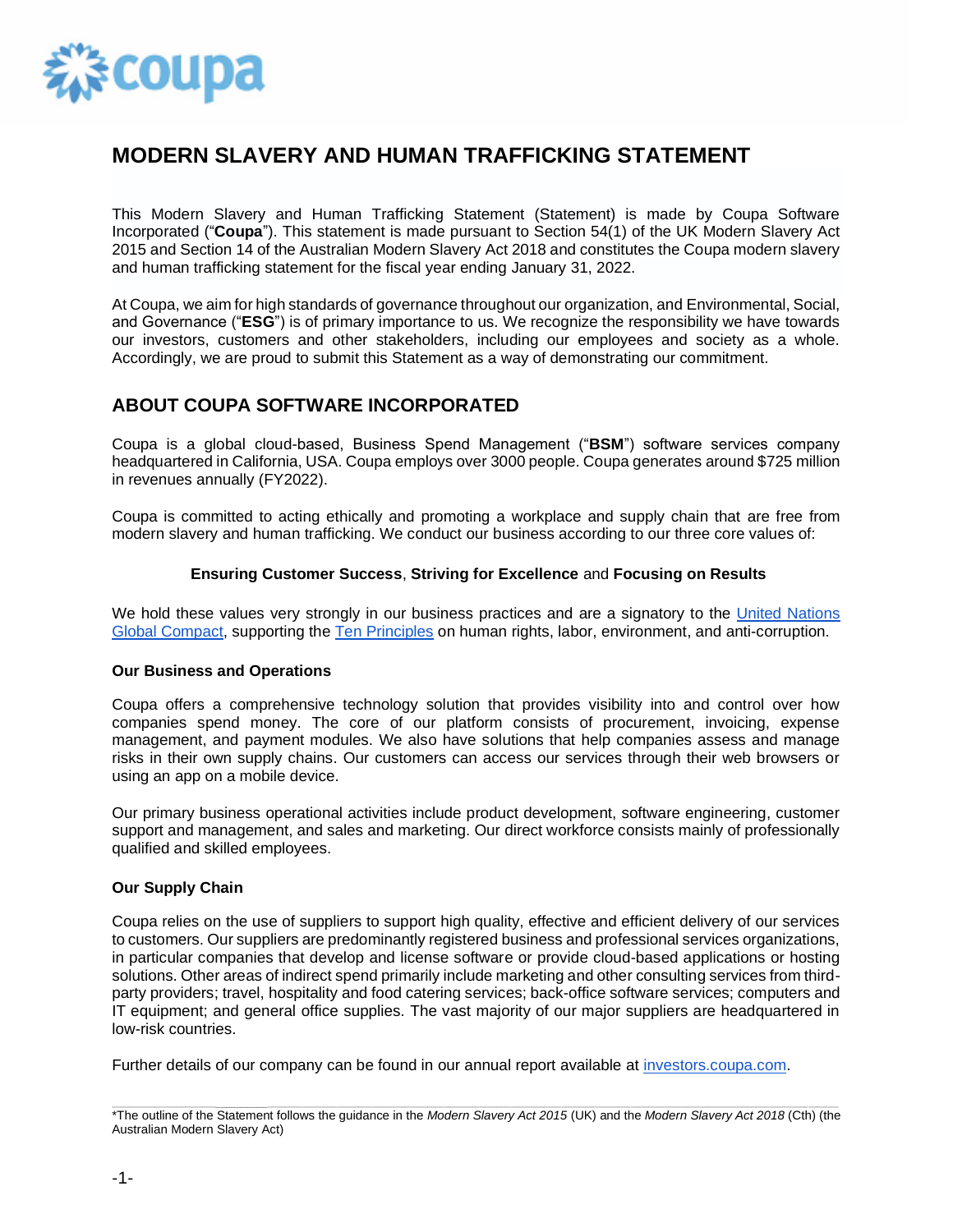# MODERN SLAVERY AND HUMAN TRAFFICKING STATEMENT

This Modern Slavery and Human Trafficking Statement (Statement) is made by Coupa Software Incorporated ("**Coupa**"). This statement is made pursuant to Section 54(1) of the UK Modern Slavery Act 2015 and Section 14 of the Australian Modern Slavery Act 2018 and constitutes the Coupa modern slavery and human trafficking statement for the fiscal year ending January 31, 2022.

At Coupa, we aim for high standards of governance throughout our organization, and Environmental, Social, and Governance ("**ESG**") is of primary importance to us. We recognize the responsibility we have towards our investors, customers and other stakeholders, including our employees and society as a whole. Accordingly, we are proud to submit this Statement as a way of demonstrating our commitment.

## ABOUT COUPA SOFTWARE INCORPORATED

Coupa is a global cloud-based, Business Spend Management ("**BSM**") software services company headquartered in California, USA. Coupa employs over 3000 people. Coupa generates around $725 million in revenues annually (FY2022).

Coupa is committed to acting ethically and promoting a workplace and supply chain that are free from modern slavery and human trafficking. We conduct our business according to our three core values of:

**Ensuring Customer Success**, **Striving for Excellence** and **Focusing on Results**

We hold these values very strongly in our business practices and are a signatory to the United Nations Global Compact, supporting the Ten Principles on human rights, labor, environment, and anti-corruption.

### Our Business and Operations

Coupa offers a comprehensive technology solution that provides visibility into and control over how companies spend money. The core of our platform consists of procurement, invoicing, expense management, and payment modules. We also have solutions that help companies assess and manage risks in their own supply chains. Our customers can access our services through their web browsers or using an app on a mobile device.

Our primary business operational activities include product development, software engineering, customer support and management, and sales and marketing. Our direct workforce consists mainly of professionally qualified and skilled employees.

### Our Supply Chain

Coupa relies on the use of suppliers to support high quality, effective and efficient delivery of our services to customers. Our suppliers are predominantly registered business and professional services organizations, in particular companies that develop and license software or provide cloud-based applications or hosting solutions. Other areas of indirect spend primarily include marketing and other consulting services from third-party providers; travel, hospitality and food catering services; back-office software services; computers and IT equipment; and general office supplies. The vast majority of our major suppliers are headquartered in low-risk countries.

Further details of our company can be found in our annual report available at investors.coupa.com.

---

*The outline of the Statement follows the guidance in the *Modern Slavery Act 2015* (UK) and the *Modern Slavery Act 2018* (Cth) (the Australian Modern Slavery Act)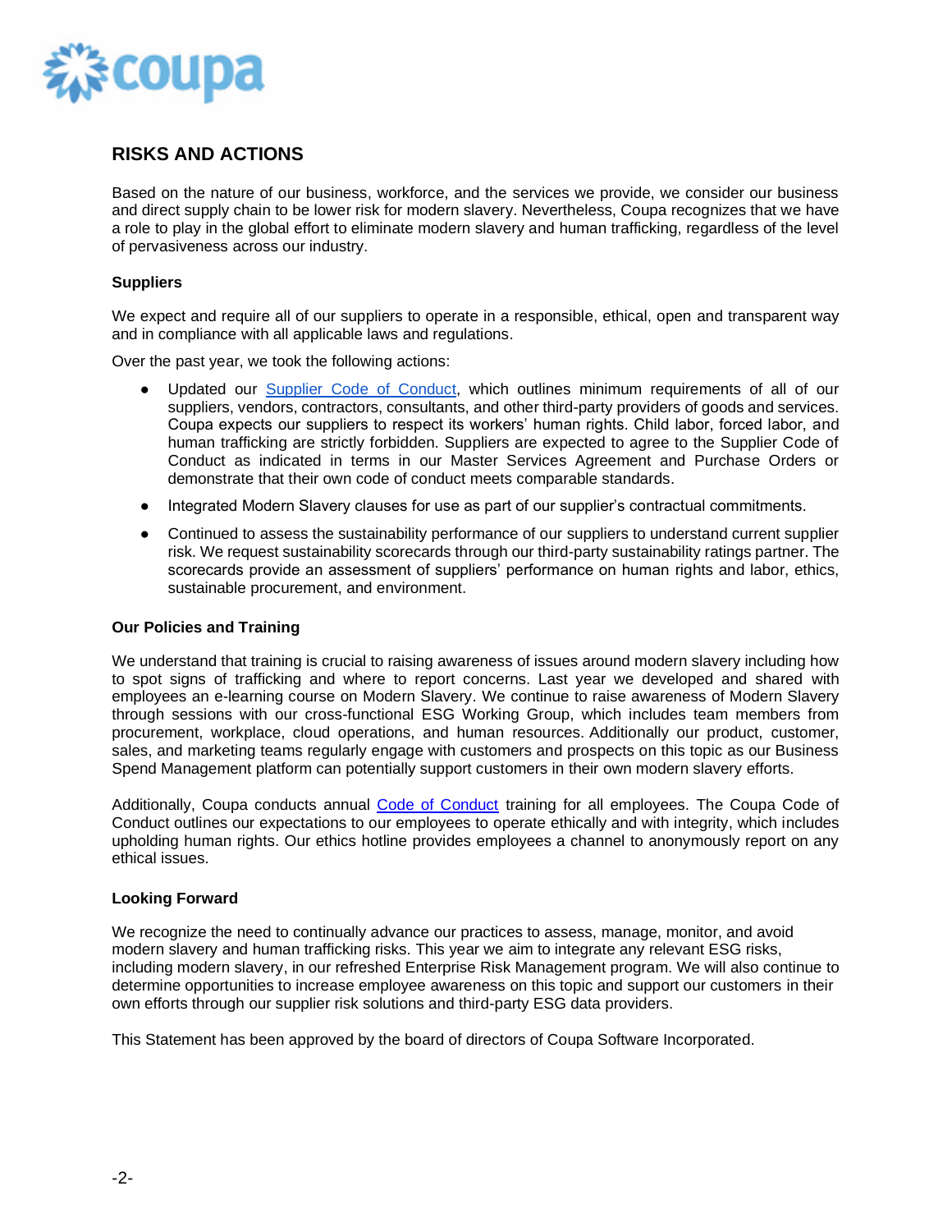## RISKS AND ACTIONS

Based on the nature of our business, workforce, and the services we provide, we consider our business and direct supply chain to be lower risk for modern slavery. Nevertheless, Coupa recognizes that we have a role to play in the global effort to eliminate modern slavery and human trafficking, regardless of the level of pervasiveness across our industry.

### Suppliers

We expect and require all of our suppliers to operate in a responsible, ethical, open and transparent way and in compliance with all applicable laws and regulations.

Over the past year, we took the following actions:

- Updated our Supplier Code of Conduct, which outlines minimum requirements of all of our suppliers, vendors, contractors, consultants, and other third-party providers of goods and services. Coupa expects our suppliers to respect its workers' human rights. Child labor, forced labor, and human trafficking are strictly forbidden. Suppliers are expected to agree to the Supplier Code of Conduct as indicated in terms in our Master Services Agreement and Purchase Orders or demonstrate that their own code of conduct meets comparable standards.
- Integrated Modern Slavery clauses for use as part of our supplier's contractual commitments.
- Continued to assess the sustainability performance of our suppliers to understand current supplier risk. We request sustainability scorecards through our third-party sustainability ratings partner. The scorecards provide an assessment of suppliers' performance on human rights and labor, ethics, sustainable procurement, and environment.

### Our Policies and Training

We understand that training is crucial to raising awareness of issues around modern slavery including how to spot signs of trafficking and where to report concerns. Last year we developed and shared with employees an e-learning course on Modern Slavery. We continue to raise awareness of Modern Slavery through sessions with our cross-functional ESG Working Group, which includes team members from procurement, workplace, cloud operations, and human resources. Additionally our product, customer, sales, and marketing teams regularly engage with customers and prospects on this topic as our Business Spend Management platform can potentially support customers in their own modern slavery efforts.

Additionally, Coupa conducts annual Code of Conduct training for all employees. The Coupa Code of Conduct outlines our expectations to our employees to operate ethically and with integrity, which includes upholding human rights. Our ethics hotline provides employees a channel to anonymously report on any ethical issues.

### Looking Forward

We recognize the need to continually advance our practices to assess, manage, monitor, and avoid modern slavery and human trafficking risks. This year we aim to integrate any relevant ESG risks, including modern slavery, in our refreshed Enterprise Risk Management program. We will also continue to determine opportunities to increase employee awareness on this topic and support our customers in their own efforts through our supplier risk solutions and third-party ESG data providers.

This Statement has been approved by the board of directors of Coupa Software Incorporated.